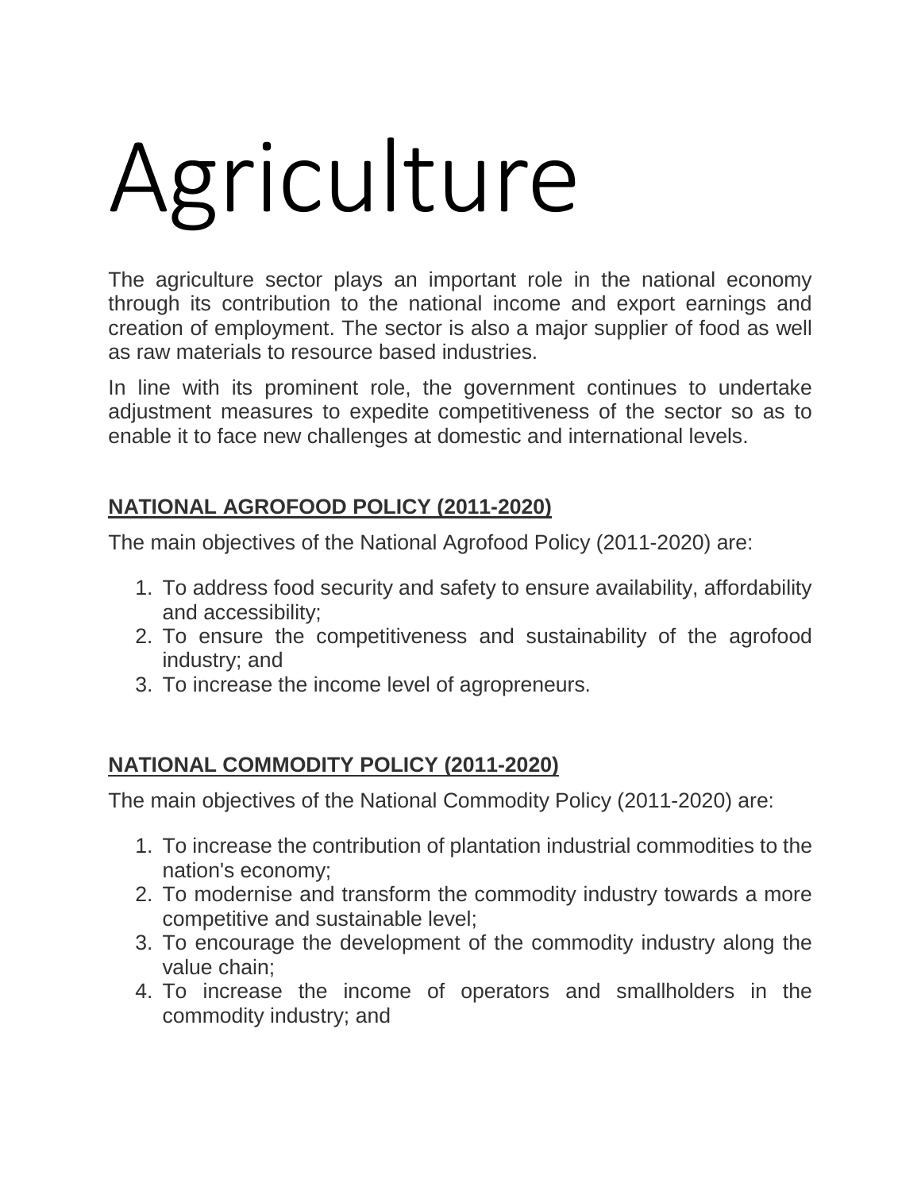# Agriculture

The agriculture sector plays an important role in the national economy through its contribution to the national income and export earnings and creation of employment. The sector is also a major supplier of food as well as raw materials to resource based industries.

In line with its prominent role, the government continues to undertake adjustment measures to expedite competitiveness of the sector so as to enable it to face new challenges at domestic and international levels.

## NATIONAL AGROFOOD POLICY (2011-2020)

The main objectives of the National Agrofood Policy (2011-2020) are:

1. To address food security and safety to ensure availability, affordability and accessibility;
2. To ensure the competitiveness and sustainability of the agrofood industry; and
3. To increase the income level of agropreneurs.

## NATIONAL COMMODITY POLICY (2011-2020)

The main objectives of the National Commodity Policy (2011-2020) are:

1. To increase the contribution of plantation industrial commodities to the nation's economy;
2. To modernise and transform the commodity industry towards a more competitive and sustainable level;
3. To encourage the development of the commodity industry along the value chain;
4. To increase the income of operators and smallholders in the commodity industry; and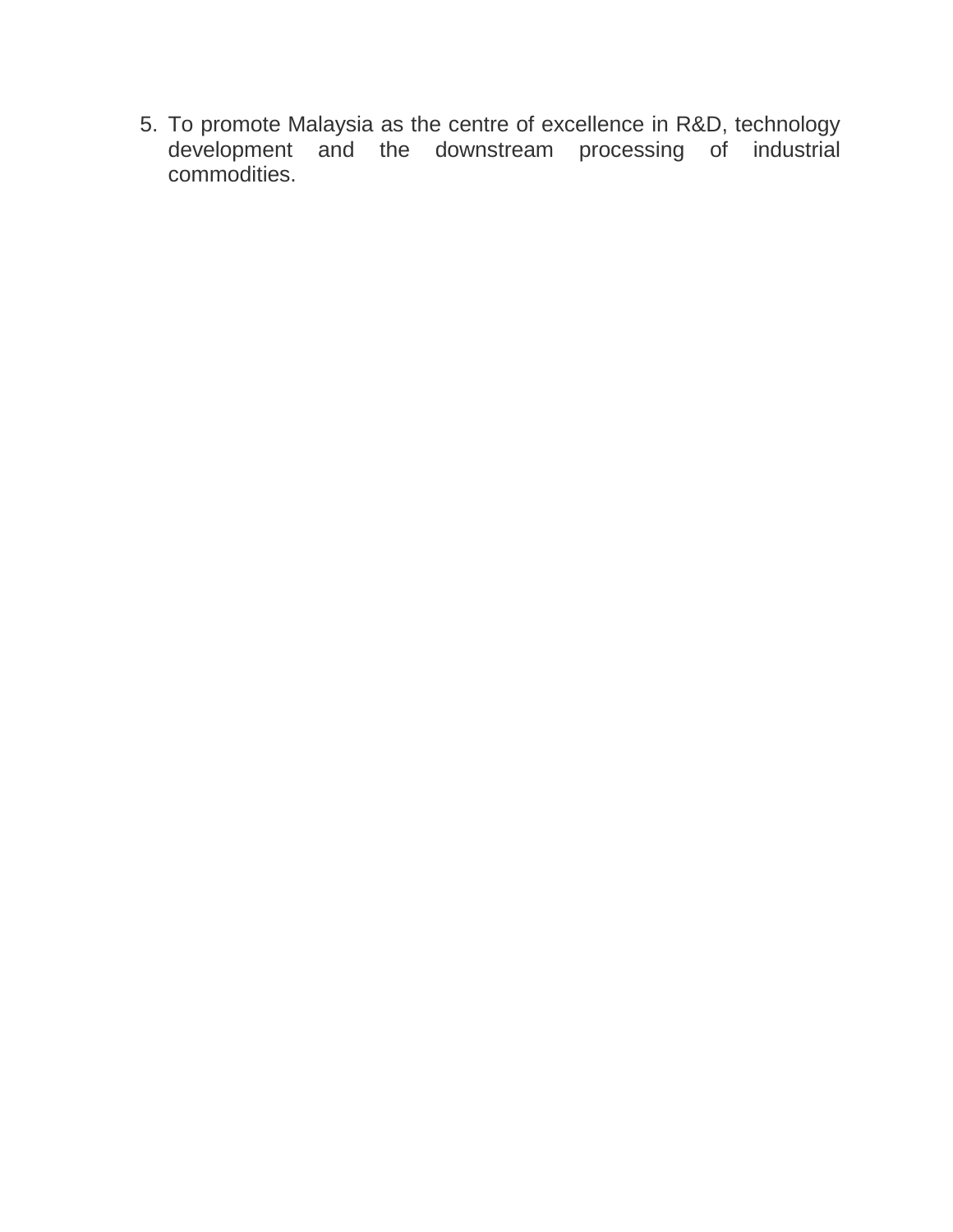5. To promote Malaysia as the centre of excellence in R&D, technology development and the downstream processing of industrial commodities.